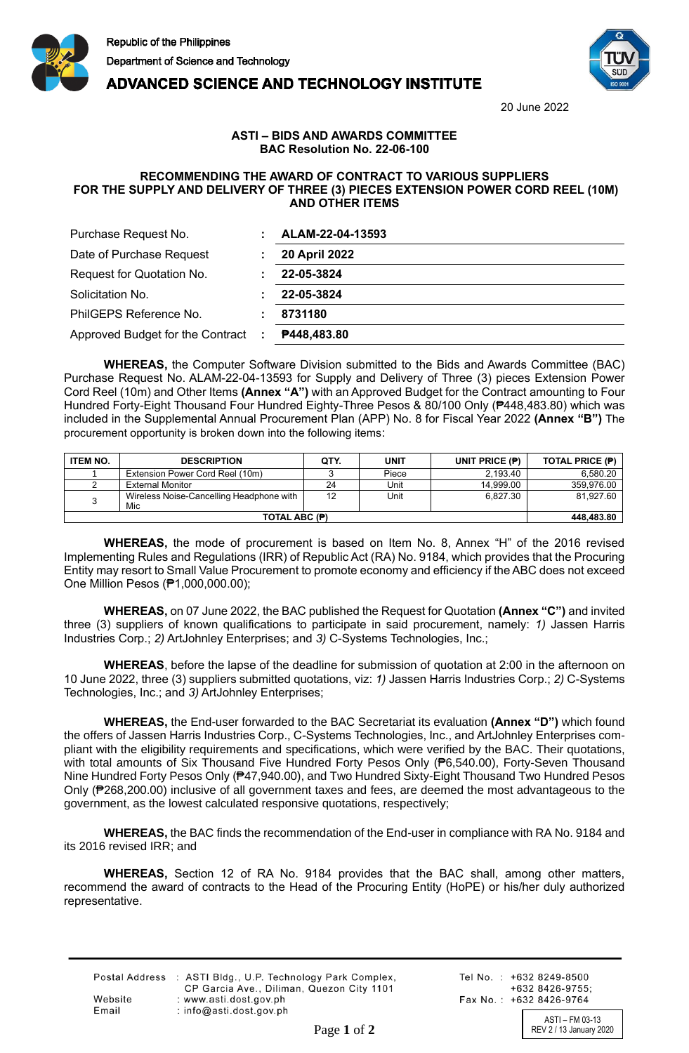Republic of the Philippines
Department of Science and Technology
**ADVANCED SCIENCE AND TECHNOLOGY INSTITUTE**

20 June 2022

**ASTI – BIDS AND AWARDS COMMITTEE**
**BAC Resolution No. 22-06-100**

**RECOMMENDING THE AWARD OF CONTRACT TO VARIOUS SUPPLIERS FOR THE SUPPLY AND DELIVERY OF THREE (3) PIECES EXTENSION POWER CORD REEL (10M) AND OTHER ITEMS**

| | | |
|---|---|---|
| Purchase Request No. | : | **ALAM-22-04-13593** |
| Date of Purchase Request | : | **20 April 2022** |
| Request for Quotation No. | : | **22-05-3824** |
| Solicitation No. | : | **22-05-3824** |
| PhilGEPS Reference No. | : | **8731180** |
| Approved Budget for the Contract | : | **₱448,483.80** |

**WHEREAS,** the Computer Software Division submitted to the Bids and Awards Committee (BAC) Purchase Request No. ALAM-22-04-13593 for Supply and Delivery of Three (3) pieces Extension Power Cord Reel (10m) and Other Items **(Annex "A")** with an Approved Budget for the Contract amounting to Four Hundred Forty-Eight Thousand Four Hundred Eighty-Three Pesos & 80/100 Only (₱448,483.80) which was included in the Supplemental Annual Procurement Plan (APP) No. 8 for Fiscal Year 2022 **(Annex "B")** The procurement opportunity is broken down into the following items:

| ITEM NO. | DESCRIPTION | QTY. | UNIT | UNIT PRICE (₱) | TOTAL PRICE (₱) |
|---|---|---|---|---|---|
| 1 | Extension Power Cord Reel (10m) | 3 | Piece | 2,193.40 | 6,580.20 |
| 2 | External Monitor | 24 | Unit | 14,999.00 | 359,976.00 |
| 3 | Wireless Noise-Cancelling Headphone with Mic | 12 | Unit | 6,827.30 | 81,927.60 |
| **TOTAL ABC (₱)** | | | | | **448,483.80** |

**WHEREAS,** the mode of procurement is based on Item No. 8, Annex "H" of the 2016 revised Implementing Rules and Regulations (IRR) of Republic Act (RA) No. 9184, which provides that the Procuring Entity may resort to Small Value Procurement to promote economy and efficiency if the ABC does not exceed One Million Pesos (₱1,000,000.00);

**WHEREAS,** on 07 June 2022, the BAC published the Request for Quotation **(Annex "C")** and invited three (3) suppliers of known qualifications to participate in said procurement, namely: *1)* Jassen Harris Industries Corp.; *2)* ArtJohnley Enterprises; and *3)* C-Systems Technologies, Inc.;

**WHEREAS**, before the lapse of the deadline for submission of quotation at 2:00 in the afternoon on 10 June 2022, three (3) suppliers submitted quotations, viz: *1)* Jassen Harris Industries Corp.; *2)* C-Systems Technologies, Inc.; and *3)* ArtJohnley Enterprises;

**WHEREAS,** the End-user forwarded to the BAC Secretariat its evaluation **(Annex "D")** which found the offers of Jassen Harris Industries Corp., C-Systems Technologies, Inc., and ArtJohnley Enterprises compliant with the eligibility requirements and specifications, which were verified by the BAC. Their quotations, with total amounts of Six Thousand Five Hundred Forty Pesos Only (₱6,540.00), Forty-Seven Thousand Nine Hundred Forty Pesos Only (₱47,940.00), and Two Hundred Sixty-Eight Thousand Two Hundred Pesos Only (₱268,200.00) inclusive of all government taxes and fees, are deemed the most advantageous to the government, as the lowest calculated responsive quotations, respectively;

**WHEREAS,** the BAC finds the recommendation of the End-user in compliance with RA No. 9184 and its 2016 revised IRR; and

**WHEREAS,** Section 12 of RA No. 9184 provides that the BAC shall, among other matters, recommend the award of contracts to the Head of the Procuring Entity (HoPE) or his/her duly authorized representative.

Postal Address : ASTI Bldg., U.P. Technology Park Complex, CP Garcia Ave., Diliman, Quezon City 1101
Website : www.asti.dost.gov.ph
Email : info@asti.dost.gov.ph
Tel No. : +632 8249-8500 +632 8426-9755;
Fax No. : +632 8426-9764

ASTI – FM 03-13
REV 2 / 13 January 2020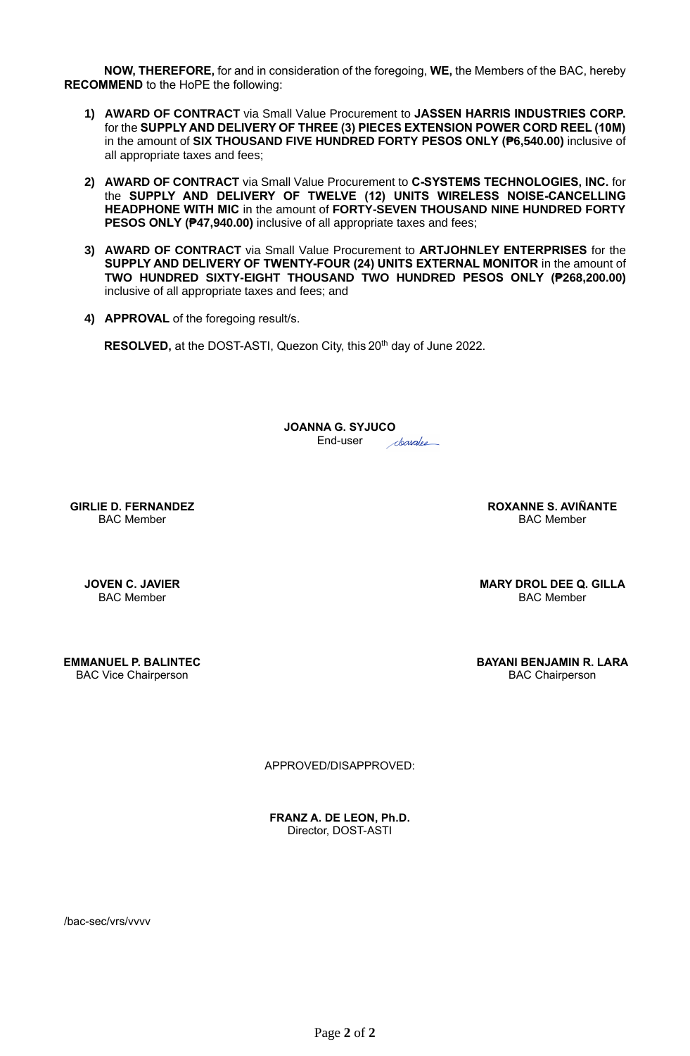**NOW, THEREFORE,** for and in consideration of the foregoing, **WE,** the Members of the BAC, hereby **RECOMMEND** to the HoPE the following:

1) **AWARD OF CONTRACT** via Small Value Procurement to **JASSEN HARRIS INDUSTRIES CORP.** for the **SUPPLY AND DELIVERY OF THREE (3) PIECES EXTENSION POWER CORD REEL (10M)** in the amount of **SIX THOUSAND FIVE HUNDRED FORTY PESOS ONLY (₱6,540.00)** inclusive of all appropriate taxes and fees;

2) **AWARD OF CONTRACT** via Small Value Procurement to **C-SYSTEMS TECHNOLOGIES, INC.** for the **SUPPLY AND DELIVERY OF TWELVE (12) UNITS WIRELESS NOISE-CANCELLING HEADPHONE WITH MIC** in the amount of **FORTY-SEVEN THOUSAND NINE HUNDRED FORTY PESOS ONLY (₱47,940.00)** inclusive of all appropriate taxes and fees;

3) **AWARD OF CONTRACT** via Small Value Procurement to **ARTJOHNLEY ENTERPRISES** for the **SUPPLY AND DELIVERY OF TWENTY-FOUR (24) UNITS EXTERNAL MONITOR** in the amount of **TWO HUNDRED SIXTY-EIGHT THOUSAND TWO HUNDRED PESOS ONLY (₱268,200.00)** inclusive of all appropriate taxes and fees; and

4) **APPROVAL** of the foregoing result/s.

**RESOLVED,** at the DOST-ASTI, Quezon City, this 20th day of June 2022.

**JOANNA G. SYJUCO**
End-user

**GIRLIE D. FERNANDEZ**
BAC Member

**ROXANNE S. AVIÑANTE**
BAC Member

**JOVEN C. JAVIER**
BAC Member

**MARY DROL DEE Q. GILLA**
BAC Member

**EMMANUEL P. BALINTEC**
BAC Vice Chairperson

**BAYANI BENJAMIN R. LARA**
BAC Chairperson

APPROVED/DISAPPROVED:

**FRANZ A. DE LEON, Ph.D.**
Director, DOST-ASTI

/bac-sec/vrs/vvvv